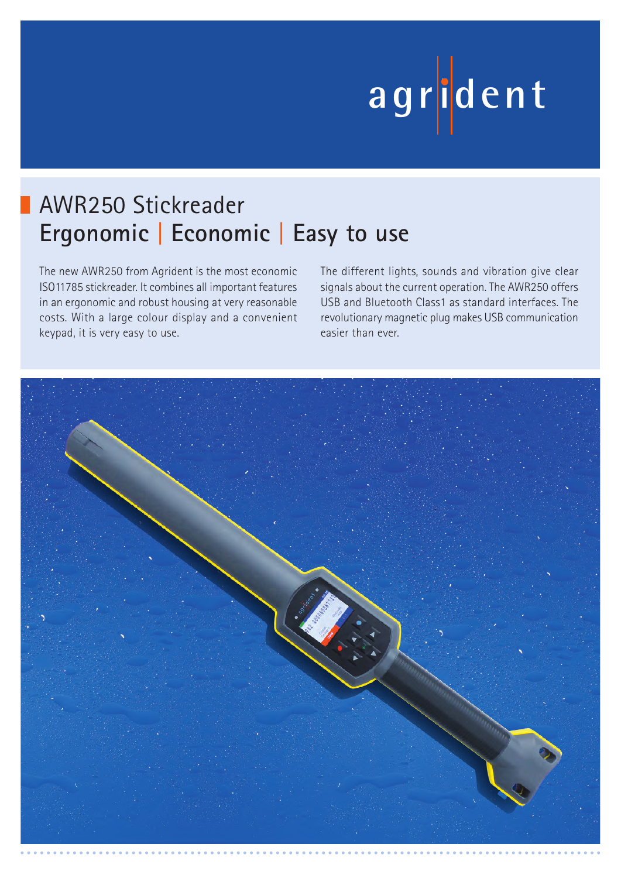agrident

# AWR250 Stickreader

## Ergonomic | Economic | Easy to use

The new AWR250 from Agrident is the most economic ISO11785 stickreader. It combines all important features in an ergonomic and robust housing at very reasonable costs. With a large colour display and a convenient keypad, it is very easy to use.

The different lights, sounds and vibration give clear signals about the current operation. The AWR250 offers USB and Bluetooth Class1 as standard interfaces. The revolutionary magnetic plug makes USB communication easier than ever.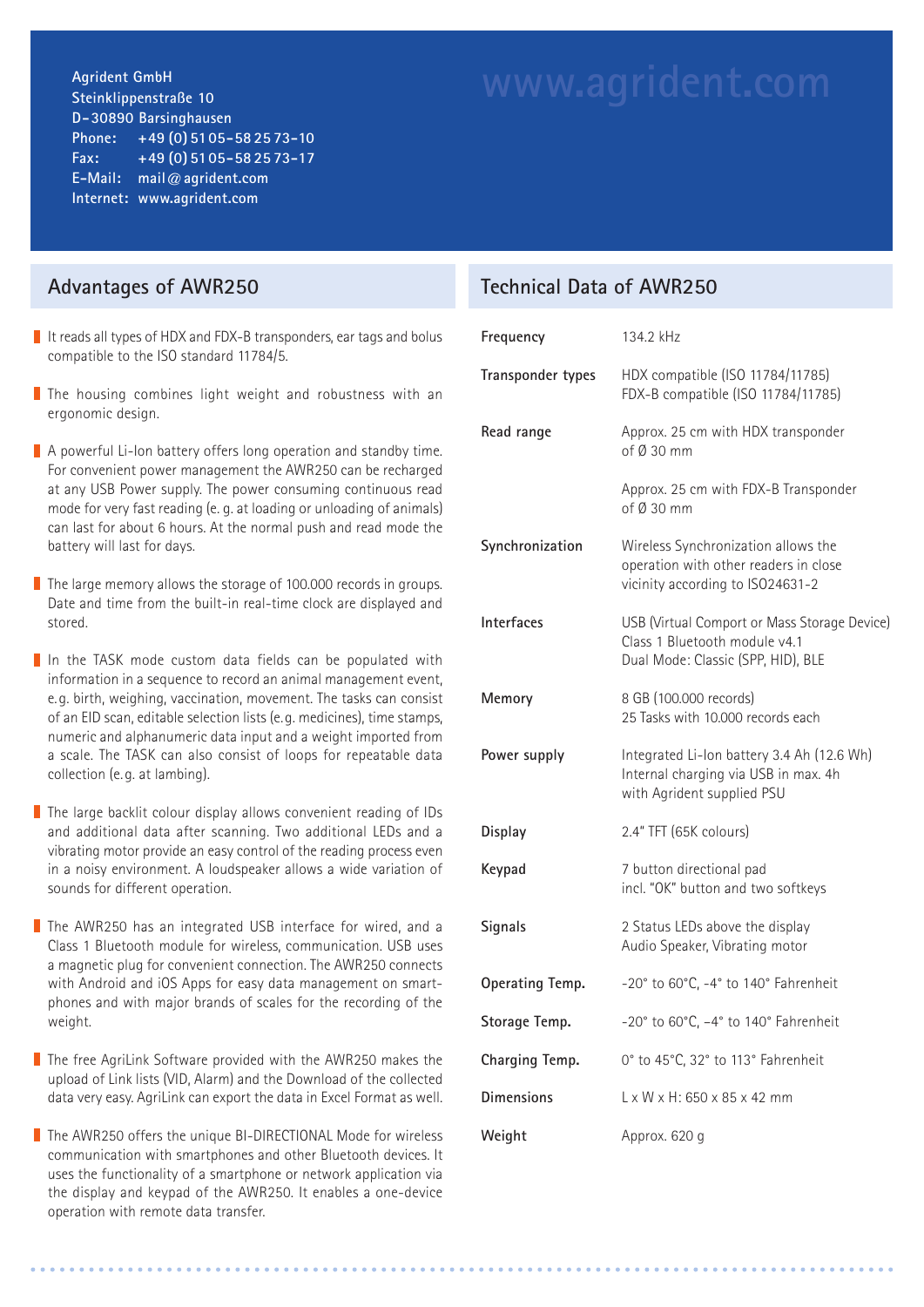Agrident GmbH
Steinklippenstraße 10
D-30890 Barsinghausen
Phone: +49 (0) 51 05-58 25 73-10
Fax: +49 (0) 51 05-58 25 73-17
E-Mail: mail@agrident.com
Internet: www.agrident.com

www.agrident.com

## Advantages of AWR250

- It reads all types of HDX and FDX-B transponders, ear tags and bolus compatible to the ISO standard 11784/5.
- The housing combines light weight and robustness with an ergonomic design.
- A powerful Li-Ion battery offers long operation and standby time. For convenient power management the AWR250 can be recharged at any USB Power supply. The power consuming continuous read mode for very fast reading (e. g. at loading or unloading of animals) can last for about 6 hours. At the normal push and read mode the battery will last for days.
- The large memory allows the storage of 100.000 records in groups. Date and time from the built-in real-time clock are displayed and stored.
- In the TASK mode custom data fields can be populated with information in a sequence to record an animal management event, e.g. birth, weighing, vaccination, movement. The tasks can consist of an EID scan, editable selection lists (e.g. medicines), time stamps, numeric and alphanumeric data input and a weight imported from a scale. The TASK can also consist of loops for repeatable data collection (e.g. at lambing).
- The large backlit colour display allows convenient reading of IDs and additional data after scanning. Two additional LEDs and a vibrating motor provide an easy control of the reading process even in a noisy environment. A loudspeaker allows a wide variation of sounds for different operation.
- The AWR250 has an integrated USB interface for wired, and a Class 1 Bluetooth module for wireless, communication. USB uses a magnetic plug for convenient connection. The AWR250 connects with Android and iOS Apps for easy data management on smartphones and with major brands of scales for the recording of the weight.
- The free AgriLink Software provided with the AWR250 makes the upload of Link lists (VID, Alarm) and the Download of the collected data very easy. AgriLink can export the data in Excel Format as well.
- The AWR250 offers the unique BI-DIRECTIONAL Mode for wireless communication with smartphones and other Bluetooth devices. It uses the functionality of a smartphone or network application via the display and keypad of the AWR250. It enables a one-device operation with remote data transfer.

## Technical Data of AWR250

| | |
|---|---|
| Frequency | 134.2 kHz |
| Transponder types | HDX compatible (ISO 11784/11785)<br>FDX-B compatible (ISO 11784/11785) |
| Read range | Approx. 25 cm with HDX transponder of Ø 30 mm<br><br>Approx. 25 cm with FDX-B Transponder of Ø 30 mm |
| Synchronization | Wireless Synchronization allows the operation with other readers in close vicinity according to ISO24631-2 |
| Interfaces | USB (Virtual Comport or Mass Storage Device)<br>Class 1 Bluetooth module v4.1<br>Dual Mode: Classic (SPP, HID), BLE |
| Memory | 8 GB (100.000 records)<br>25 Tasks with 10.000 records each |
| Power supply | Integrated Li-Ion battery 3.4 Ah (12.6 Wh)<br>Internal charging via USB in max. 4h with Agrident supplied PSU |
| Display | 2.4" TFT (65K colours) |
| Keypad | 7 button directional pad<br>incl. "OK" button and two softkeys |
| Signals | 2 Status LEDs above the display<br>Audio Speaker, Vibrating motor |
| Operating Temp. | -20° to 60°C, -4° to 140° Fahrenheit |
| Storage Temp. | -20° to 60°C, -4° to 140° Fahrenheit |
| Charging Temp. | 0° to 45°C, 32° to 113° Fahrenheit |
| Dimensions | L x W x H: 650 x 85 x 42 mm |
| Weight | Approx. 620 g |